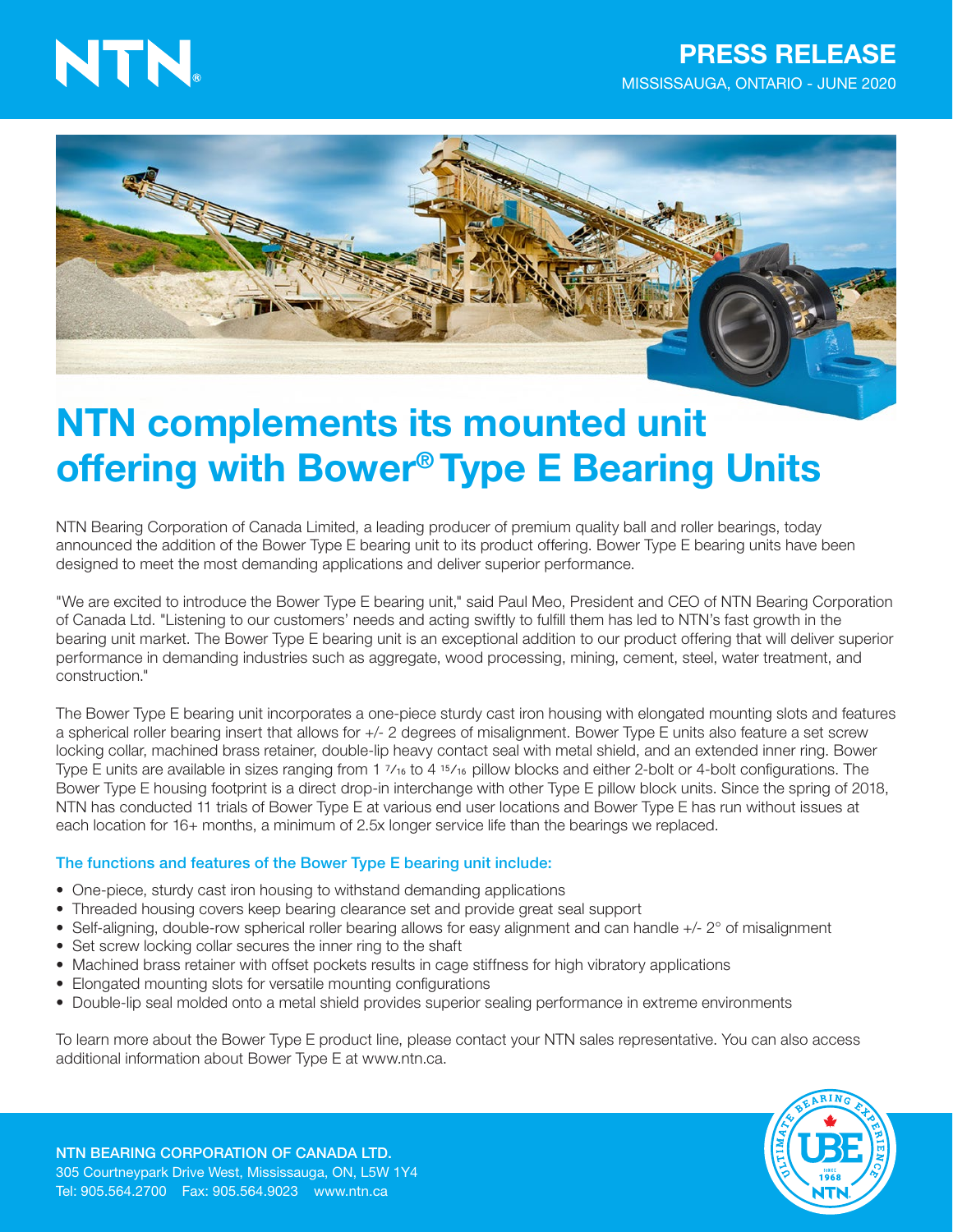NTN®

**PRESS RELEASE**

MISSISSAUGA, ONTARIO - JUNE 2020

# NTN complements its mounted unit offering with Bower® Type E Bearing Units

NTN Bearing Corporation of Canada Limited, a leading producer of premium quality ball and roller bearings, today announced the addition of the Bower Type E bearing unit to its product offering. Bower Type E bearing units have been designed to meet the most demanding applications and deliver superior performance.

"We are excited to introduce the Bower Type E bearing unit," said Paul Meo, President and CEO of NTN Bearing Corporation of Canada Ltd. "Listening to our customers' needs and acting swiftly to fulfill them has led to NTN's fast growth in the bearing unit market. The Bower Type E bearing unit is an exceptional addition to our product offering that will deliver superior performance in demanding industries such as aggregate, wood processing, mining, cement, steel, water treatment, and construction."

The Bower Type E bearing unit incorporates a one-piece sturdy cast iron housing with elongated mounting slots and features a spherical roller bearing insert that allows for +/- 2 degrees of misalignment. Bower Type E units also feature a set screw locking collar, machined brass retainer, double-lip heavy contact seal with metal shield, and an extended inner ring. Bower Type E units are available in sizes ranging from 1 7⁄16 to 4 15⁄16 pillow blocks and either 2-bolt or 4-bolt configurations. The Bower Type E housing footprint is a direct drop-in interchange with other Type E pillow block units. Since the spring of 2018, NTN has conducted 11 trials of Bower Type E at various end user locations and Bower Type E has run without issues at each location for 16+ months, a minimum of 2.5x longer service life than the bearings we replaced.

### The functions and features of the Bower Type E bearing unit include:

- One-piece, sturdy cast iron housing to withstand demanding applications
- Threaded housing covers keep bearing clearance set and provide great seal support
- Self-aligning, double-row spherical roller bearing allows for easy alignment and can handle +/- 2° of misalignment
- Set screw locking collar secures the inner ring to the shaft
- Machined brass retainer with offset pockets results in cage stiffness for high vibratory applications
- Elongated mounting slots for versatile mounting configurations
- Double-lip seal molded onto a metal shield provides superior sealing performance in extreme environments

To learn more about the Bower Type E product line, please contact your NTN sales representative. You can also access additional information about Bower Type E at www.ntn.ca.

**NTN BEARING CORPORATION OF CANADA LTD.**
305 Courtneypark Drive West, Mississauga, ON, L5W 1Y4
Tel: 905.564.2700 Fax: 905.564.9023 www.ntn.ca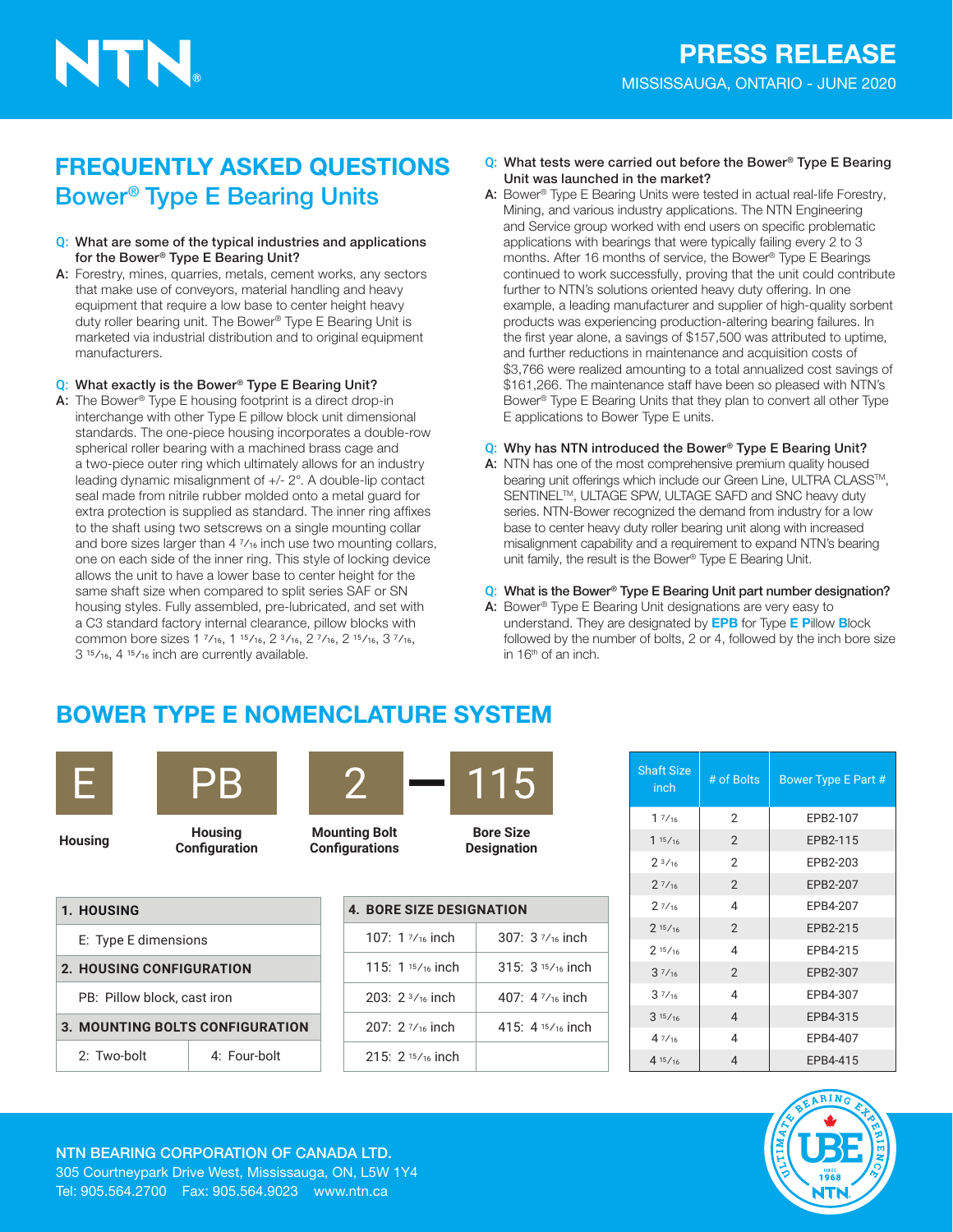# PRESS RELEASE

MISSISSAUGA, ONTARIO - JUNE 2020

## FREQUENTLY ASKED QUESTIONS Bower® Type E Bearing Units

**Q: What are some of the typical industries and applications for the Bower® Type E Bearing Unit?**

**A:** Forestry, mines, quarries, metals, cement works, any sectors that make use of conveyors, material handling and heavy equipment that require a low base to center height heavy duty roller bearing unit. The Bower® Type E Bearing Unit is marketed via industrial distribution and to original equipment manufacturers.

**Q: What exactly is the Bower® Type E Bearing Unit?**

**A:** The Bower® Type E housing footprint is a direct drop-in interchange with other Type E pillow block unit dimensional standards. The one-piece housing incorporates a double-row spherical roller bearing with a machined brass cage and a two-piece outer ring which ultimately allows for an industry leading dynamic misalignment of +/- 2°. A double-lip contact seal made from nitrile rubber molded onto a metal guard for extra protection is supplied as standard. The inner ring affixes to the shaft using two setscrews on a single mounting collar and bore sizes larger than 4 7/16 inch use two mounting collars, one on each side of the inner ring. This style of locking device allows the unit to have a lower base to center height for the same shaft size when compared to split series SAF or SN housing styles. Fully assembled, pre-lubricated, and set with a C3 standard factory internal clearance, pillow blocks with common bore sizes 1 7/16, 1 15/16, 2 3/16, 2 7/16, 2 15/16, 3 7/16, 3 15/16, 4 15/16 inch are currently available.

**Q: What tests were carried out before the Bower® Type E Bearing Unit was launched in the market?**

**A:** Bower® Type E Bearing Units were tested in actual real-life Forestry, Mining, and various industry applications. The NTN Engineering and Service group worked with end users on specific problematic applications with bearings that were typically failing every 2 to 3 months. After 16 months of service, the Bower® Type E Bearings continued to work successfully, proving that the unit could contribute further to NTN's solutions oriented heavy duty offering. In one example, a leading manufacturer and supplier of high-quality sorbent products was experiencing production-altering bearing failures. In the first year alone, a savings of $157,500 was attributed to uptime, and further reductions in maintenance and acquisition costs of $3,766 were realized amounting to a total annualized cost savings of $161,266. The maintenance staff have been so pleased with NTN's Bower® Type E Bearing Units that they plan to convert all other Type E applications to Bower Type E units.

**Q: Why has NTN introduced the Bower® Type E Bearing Unit?**

**A:** NTN has one of the most comprehensive premium quality housed bearing unit offerings which include our Green Line, ULTRA CLASS™, SENTINEL™, ULTAGE SPW, ULTAGE SAFD and SNC heavy duty series. NTN-Bower recognized the demand from industry for a low base to center heavy duty roller bearing unit along with increased misalignment capability and a requirement to expand NTN's bearing unit family, the result is the Bower® Type E Bearing Unit.

**Q: What is the Bower® Type E Bearing Unit part number designation?**

**A:** Bower® Type E Bearing Unit designations are very easy to understand. They are designated by **EPB** for Type **E P**illow **B**lock followed by the number of bolts, 2 or 4, followed by the inch bore size in 16th of an inch.

## BOWER TYPE E NOMENCLATURE SYSTEM

E — Housing
PB — Housing Configuration
2 — Mounting Bolt Configurations
115 — Bore Size Designation

(E PB 2 – 115)

| 1. HOUSING | |
|---|---|
| E: Type E dimensions | |
| **2. HOUSING CONFIGURATION** | |
| PB: Pillow block, cast iron | |
| **3. MOUNTING BOLTS CONFIGURATION** | |
| 2: Two-bolt | 4: Four-bolt |

| 4. BORE SIZE DESIGNATION | |
|---|---|
| 107: 1 7/16 inch | 307: 3 7/16 inch |
| 115: 1 15/16 inch | 315: 3 15/16 inch |
| 203: 2 3/16 inch | 407: 4 7/16 inch |
| 207: 2 7/16 inch | 415: 4 15/16 inch |
| 215: 2 15/16 inch | |

| Shaft Size inch | # of Bolts | Bower Type E Part # |
|---|---|---|
| 1 7/16 | 2 | EPB2-107 |
| 1 15/16 | 2 | EPB2-115 |
| 2 3/16 | 2 | EPB2-203 |
| 2 7/16 | 2 | EPB2-207 |
| 2 7/16 | 4 | EPB4-207 |
| 2 15/16 | 2 | EPB2-215 |
| 2 15/16 | 4 | EPB4-215 |
| 3 7/16 | 2 | EPB2-307 |
| 3 7/16 | 4 | EPB4-307 |
| 3 15/16 | 4 | EPB4-315 |
| 4 7/16 | 4 | EPB4-407 |
| 4 15/16 | 4 | EPB4-415 |

**NTN BEARING CORPORATION OF CANADA LTD.**
305 Courtneypark Drive West, Mississauga, ON, L5W 1Y4
Tel: 905.564.2700 Fax: 905.564.9023 www.ntn.ca